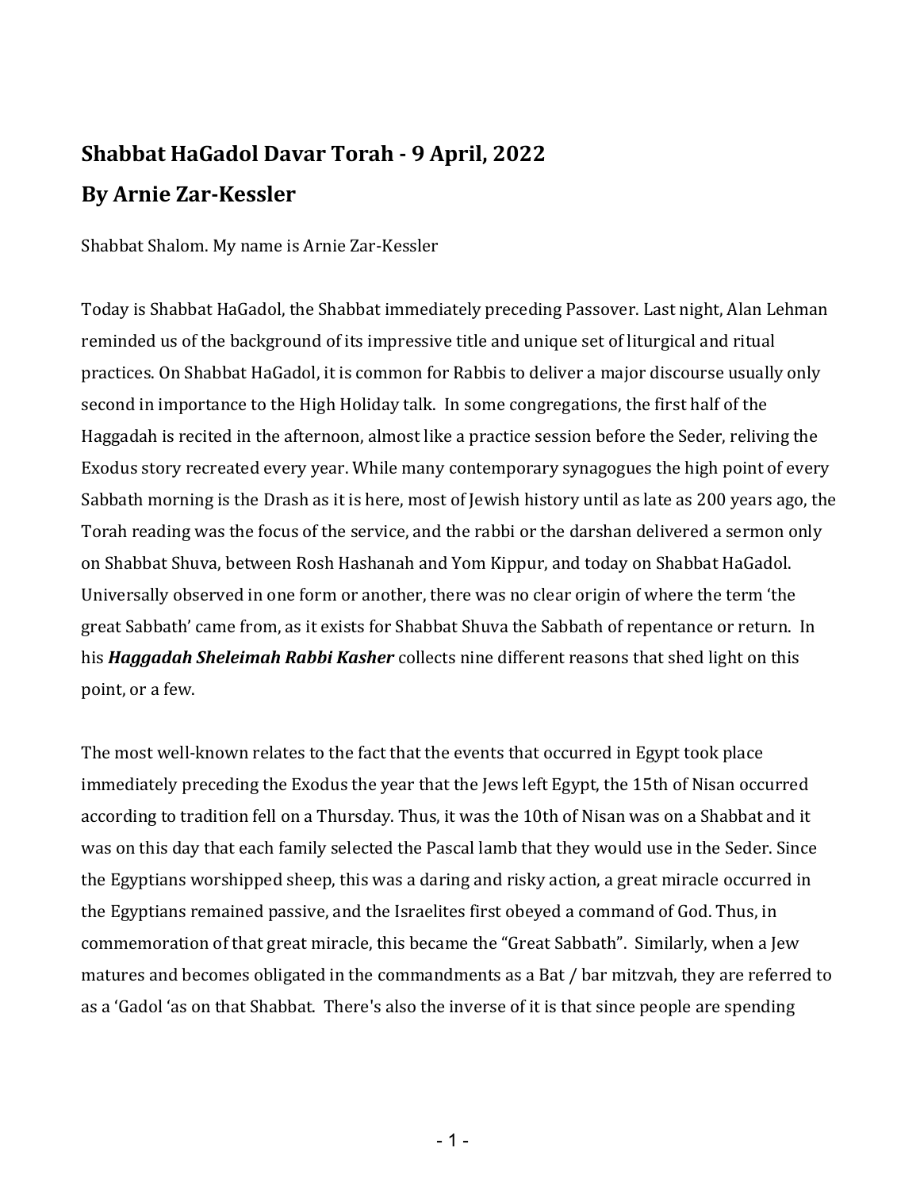## Shabbat HaGadol Davar Torah - 9 April, 2022

## By Arnie Zar-Kessler

Shabbat Shalom. My name is Arnie Zar-Kessler

Today is Shabbat HaGadol, the Shabbat immediately preceding Passover. Last night, Alan Lehman reminded us of the background of its impressive title and unique set of liturgical and ritual practices. On Shabbat HaGadol, it is common for Rabbis to deliver a major discourse usually only second in importance to the High Holiday talk. In some congregations, the first half of the Haggadah is recited in the afternoon, almost like a practice session before the Seder, reliving the Exodus story recreated every year. While many contemporary synagogues the high point of every Sabbath morning is the Drash as it is here, most of Jewish history until as late as 200 years ago, the Torah reading was the focus of the service, and the rabbi or the darshan delivered a sermon only on Shabbat Shuva, between Rosh Hashanah and Yom Kippur, and today on Shabbat HaGadol. Universally observed in one form or another, there was no clear origin of where the term 'the great Sabbath' came from, as it exists for Shabbat Shuva the Sabbath of repentance or return. In his ***Haggadah Sheleimah Rabbi Kasher*** collects nine different reasons that shed light on this point, or a few.

The most well-known relates to the fact that the events that occurred in Egypt took place immediately preceding the Exodus the year that the Jews left Egypt, the 15th of Nisan occurred according to tradition fell on a Thursday. Thus, it was the 10th of Nisan was on a Shabbat and it was on this day that each family selected the Pascal lamb that they would use in the Seder. Since the Egyptians worshipped sheep, this was a daring and risky action, a great miracle occurred in the Egyptians remained passive, and the Israelites first obeyed a command of God. Thus, in commemoration of that great miracle, this became the "Great Sabbath". Similarly, when a Jew matures and becomes obligated in the commandments as a Bat / bar mitzvah, they are referred to as a 'Gadol 'as on that Shabbat. There's also the inverse of it is that since people are spending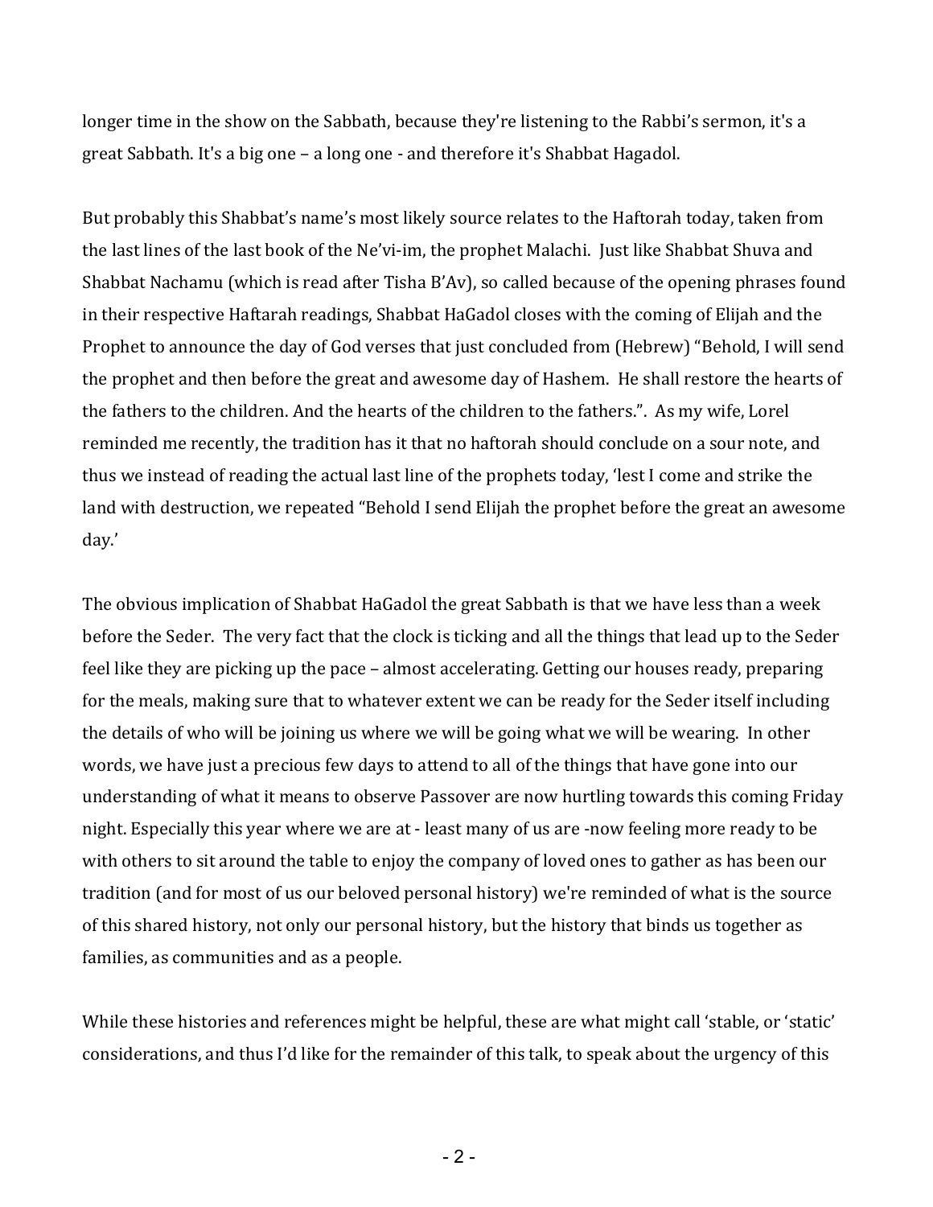longer time in the show on the Sabbath, because they're listening to the Rabbi's sermon, it's a great Sabbath. It's a big one – a long one - and therefore it's Shabbat Hagadol.

But probably this Shabbat's name's most likely source relates to the Haftorah today, taken from the last lines of the last book of the Ne'vi-im, the prophet Malachi. Just like Shabbat Shuva and Shabbat Nachamu (which is read after Tisha B'Av), so called because of the opening phrases found in their respective Haftarah readings, Shabbat HaGadol closes with the coming of Elijah and the Prophet to announce the day of God verses that just concluded from (Hebrew) "Behold, I will send the prophet and then before the great and awesome day of Hashem. He shall restore the hearts of the fathers to the children. And the hearts of the children to the fathers.". As my wife, Lorel reminded me recently, the tradition has it that no haftorah should conclude on a sour note, and thus we instead of reading the actual last line of the prophets today, 'lest I come and strike the land with destruction, we repeated "Behold I send Elijah the prophet before the great an awesome day.'

The obvious implication of Shabbat HaGadol the great Sabbath is that we have less than a week before the Seder. The very fact that the clock is ticking and all the things that lead up to the Seder feel like they are picking up the pace – almost accelerating. Getting our houses ready, preparing for the meals, making sure that to whatever extent we can be ready for the Seder itself including the details of who will be joining us where we will be going what we will be wearing. In other words, we have just a precious few days to attend to all of the things that have gone into our understanding of what it means to observe Passover are now hurtling towards this coming Friday night. Especially this year where we are at - least many of us are -now feeling more ready to be with others to sit around the table to enjoy the company of loved ones to gather as has been our tradition (and for most of us our beloved personal history) we're reminded of what is the source of this shared history, not only our personal history, but the history that binds us together as families, as communities and as a people.

While these histories and references might be helpful, these are what might call 'stable, or 'static' considerations, and thus I'd like for the remainder of this talk, to speak about the urgency of this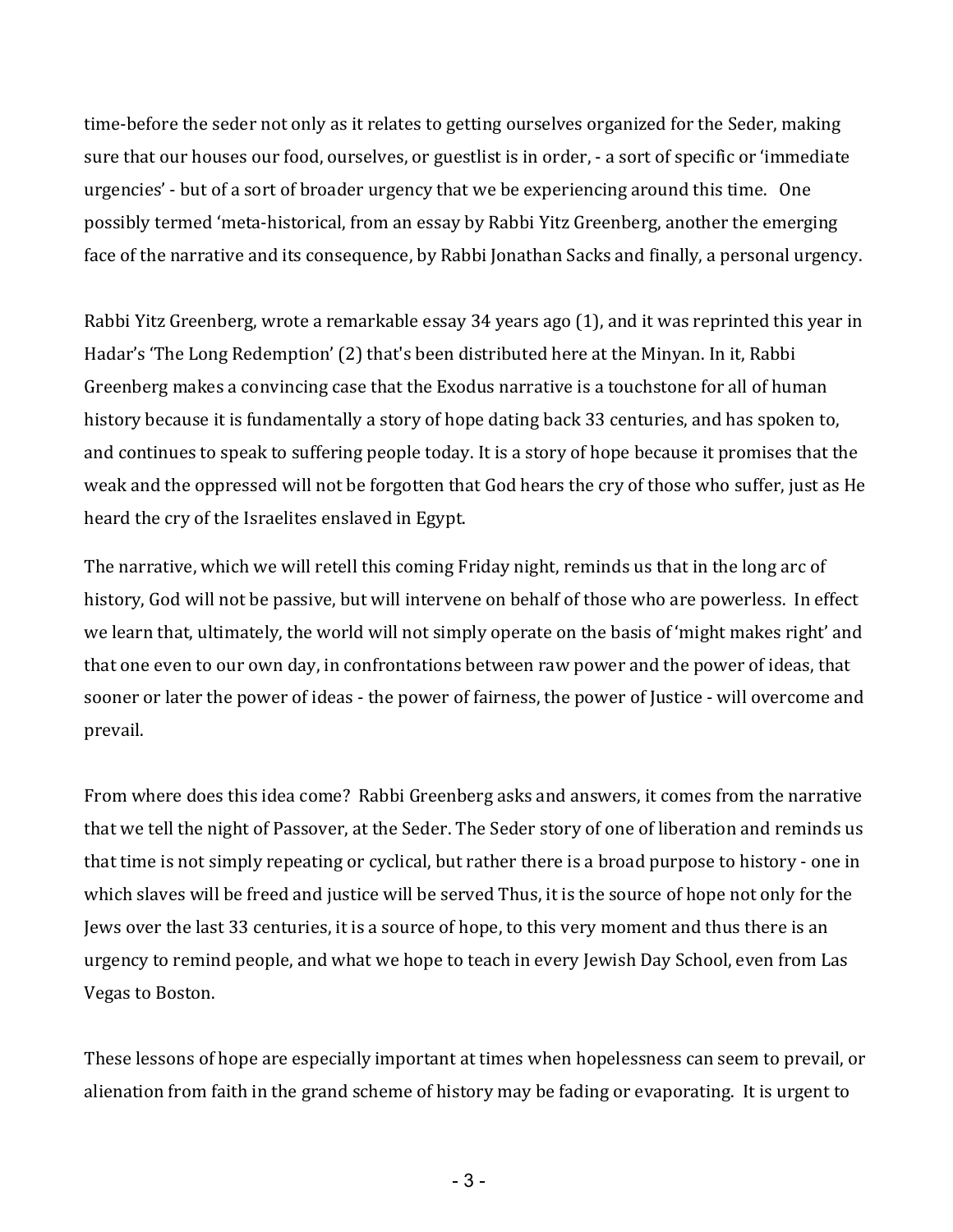time-before the seder not only as it relates to getting ourselves organized for the Seder, making sure that our houses our food, ourselves, or guestlist is in order, - a sort of specific or 'immediate urgencies' - but of a sort of broader urgency that we be experiencing around this time. One possibly termed 'meta-historical, from an essay by Rabbi Yitz Greenberg, another the emerging face of the narrative and its consequence, by Rabbi Jonathan Sacks and finally, a personal urgency.

Rabbi Yitz Greenberg, wrote a remarkable essay 34 years ago (1), and it was reprinted this year in Hadar's 'The Long Redemption' (2) that's been distributed here at the Minyan. In it, Rabbi Greenberg makes a convincing case that the Exodus narrative is a touchstone for all of human history because it is fundamentally a story of hope dating back 33 centuries, and has spoken to, and continues to speak to suffering people today. It is a story of hope because it promises that the weak and the oppressed will not be forgotten that God hears the cry of those who suffer, just as He heard the cry of the Israelites enslaved in Egypt.

The narrative, which we will retell this coming Friday night, reminds us that in the long arc of history, God will not be passive, but will intervene on behalf of those who are powerless. In effect we learn that, ultimately, the world will not simply operate on the basis of 'might makes right' and that one even to our own day, in confrontations between raw power and the power of ideas, that sooner or later the power of ideas - the power of fairness, the power of Justice - will overcome and prevail.

From where does this idea come? Rabbi Greenberg asks and answers, it comes from the narrative that we tell the night of Passover, at the Seder. The Seder story of one of liberation and reminds us that time is not simply repeating or cyclical, but rather there is a broad purpose to history - one in which slaves will be freed and justice will be served Thus, it is the source of hope not only for the Jews over the last 33 centuries, it is a source of hope, to this very moment and thus there is an urgency to remind people, and what we hope to teach in every Jewish Day School, even from Las Vegas to Boston.

These lessons of hope are especially important at times when hopelessness can seem to prevail, or alienation from faith in the grand scheme of history may be fading or evaporating. It is urgent to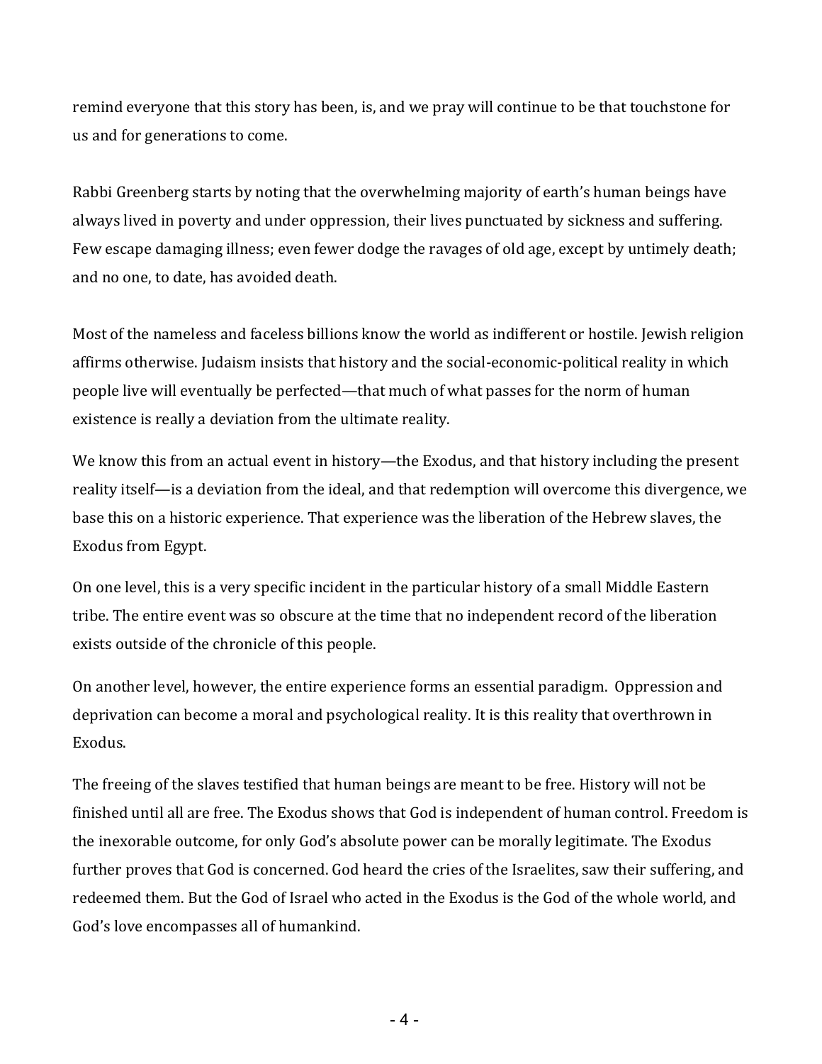remind everyone that this story has been, is, and we pray will continue to be that touchstone for us and for generations to come.

Rabbi Greenberg starts by noting that the overwhelming majority of earth's human beings have always lived in poverty and under oppression, their lives punctuated by sickness and suffering. Few escape damaging illness; even fewer dodge the ravages of old age, except by untimely death; and no one, to date, has avoided death.

Most of the nameless and faceless billions know the world as indifferent or hostile. Jewish religion affirms otherwise. Judaism insists that history and the social-economic-political reality in which people live will eventually be perfected—that much of what passes for the norm of human existence is really a deviation from the ultimate reality.

We know this from an actual event in history—the Exodus, and that history including the present reality itself—is a deviation from the ideal, and that redemption will overcome this divergence, we base this on a historic experience. That experience was the liberation of the Hebrew slaves, the Exodus from Egypt.

On one level, this is a very specific incident in the particular history of a small Middle Eastern tribe. The entire event was so obscure at the time that no independent record of the liberation exists outside of the chronicle of this people.

On another level, however, the entire experience forms an essential paradigm. Oppression and deprivation can become a moral and psychological reality. It is this reality that overthrown in Exodus.

The freeing of the slaves testified that human beings are meant to be free. History will not be finished until all are free. The Exodus shows that God is independent of human control. Freedom is the inexorable outcome, for only God's absolute power can be morally legitimate. The Exodus further proves that God is concerned. God heard the cries of the Israelites, saw their suffering, and redeemed them. But the God of Israel who acted in the Exodus is the God of the whole world, and God's love encompasses all of humankind.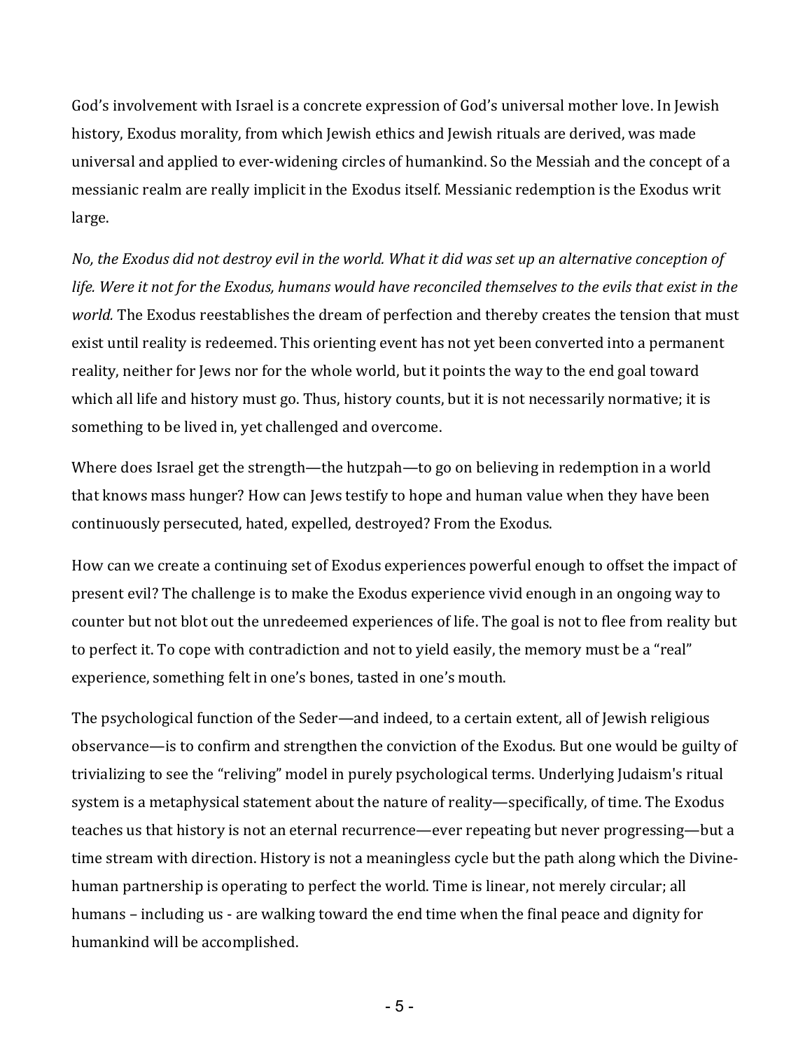God's involvement with Israel is a concrete expression of God's universal mother love. In Jewish history, Exodus morality, from which Jewish ethics and Jewish rituals are derived, was made universal and applied to ever-widening circles of humankind. So the Messiah and the concept of a messianic realm are really implicit in the Exodus itself. Messianic redemption is the Exodus writ large.

*No, the Exodus did not destroy evil in the world. What it did was set up an alternative conception of life. Were it not for the Exodus, humans would have reconciled themselves to the evils that exist in the world.* The Exodus reestablishes the dream of perfection and thereby creates the tension that must exist until reality is redeemed. This orienting event has not yet been converted into a permanent reality, neither for Jews nor for the whole world, but it points the way to the end goal toward which all life and history must go. Thus, history counts, but it is not necessarily normative; it is something to be lived in, yet challenged and overcome.

Where does Israel get the strength—the hutzpah—to go on believing in redemption in a world that knows mass hunger? How can Jews testify to hope and human value when they have been continuously persecuted, hated, expelled, destroyed? From the Exodus.

How can we create a continuing set of Exodus experiences powerful enough to offset the impact of present evil? The challenge is to make the Exodus experience vivid enough in an ongoing way to counter but not blot out the unredeemed experiences of life. The goal is not to flee from reality but to perfect it. To cope with contradiction and not to yield easily, the memory must be a "real" experience, something felt in one's bones, tasted in one's mouth.

The psychological function of the Seder—and indeed, to a certain extent, all of Jewish religious observance—is to confirm and strengthen the conviction of the Exodus. But one would be guilty of trivializing to see the "reliving" model in purely psychological terms. Underlying Judaism's ritual system is a metaphysical statement about the nature of reality—specifically, of time. The Exodus teaches us that history is not an eternal recurrence—ever repeating but never progressing—but a time stream with direction. History is not a meaningless cycle but the path along which the Divine-human partnership is operating to perfect the world. Time is linear, not merely circular; all humans – including us - are walking toward the end time when the final peace and dignity for humankind will be accomplished.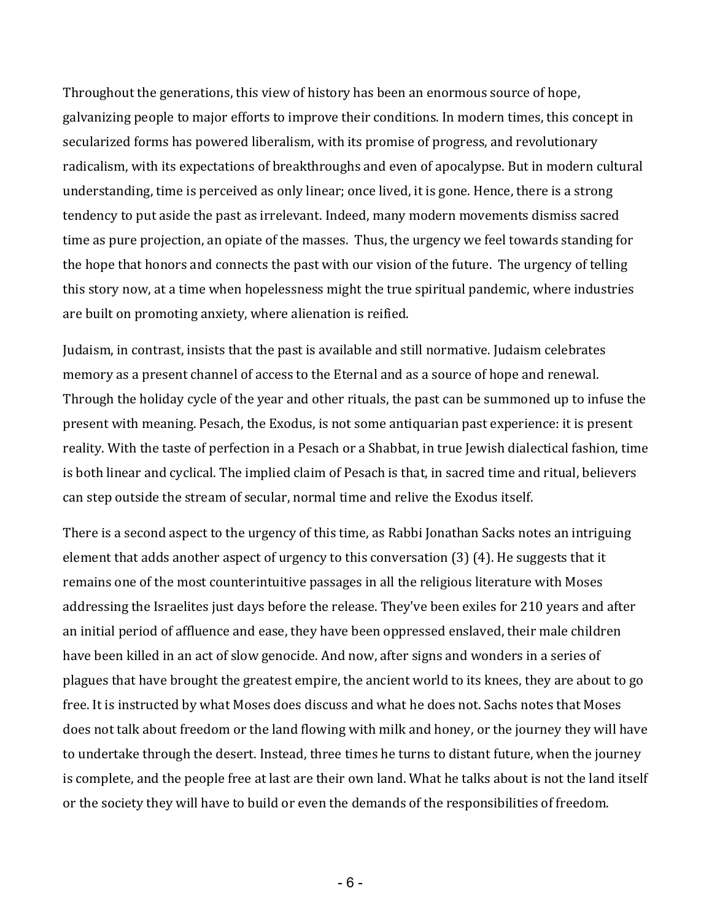Throughout the generations, this view of history has been an enormous source of hope, galvanizing people to major efforts to improve their conditions. In modern times, this concept in secularized forms has powered liberalism, with its promise of progress, and revolutionary radicalism, with its expectations of breakthroughs and even of apocalypse. But in modern cultural understanding, time is perceived as only linear; once lived, it is gone. Hence, there is a strong tendency to put aside the past as irrelevant. Indeed, many modern movements dismiss sacred time as pure projection, an opiate of the masses. Thus, the urgency we feel towards standing for the hope that honors and connects the past with our vision of the future. The urgency of telling this story now, at a time when hopelessness might the true spiritual pandemic, where industries are built on promoting anxiety, where alienation is reified.

Judaism, in contrast, insists that the past is available and still normative. Judaism celebrates memory as a present channel of access to the Eternal and as a source of hope and renewal. Through the holiday cycle of the year and other rituals, the past can be summoned up to infuse the present with meaning. Pesach, the Exodus, is not some antiquarian past experience: it is present reality. With the taste of perfection in a Pesach or a Shabbat, in true Jewish dialectical fashion, time is both linear and cyclical. The implied claim of Pesach is that, in sacred time and ritual, believers can step outside the stream of secular, normal time and relive the Exodus itself.

There is a second aspect to the urgency of this time, as Rabbi Jonathan Sacks notes an intriguing element that adds another aspect of urgency to this conversation (3) (4). He suggests that it remains one of the most counterintuitive passages in all the religious literature with Moses addressing the Israelites just days before the release. They've been exiles for 210 years and after an initial period of affluence and ease, they have been oppressed enslaved, their male children have been killed in an act of slow genocide. And now, after signs and wonders in a series of plagues that have brought the greatest empire, the ancient world to its knees, they are about to go free. It is instructed by what Moses does discuss and what he does not. Sachs notes that Moses does not talk about freedom or the land flowing with milk and honey, or the journey they will have to undertake through the desert. Instead, three times he turns to distant future, when the journey is complete, and the people free at last are their own land. What he talks about is not the land itself or the society they will have to build or even the demands of the responsibilities of freedom.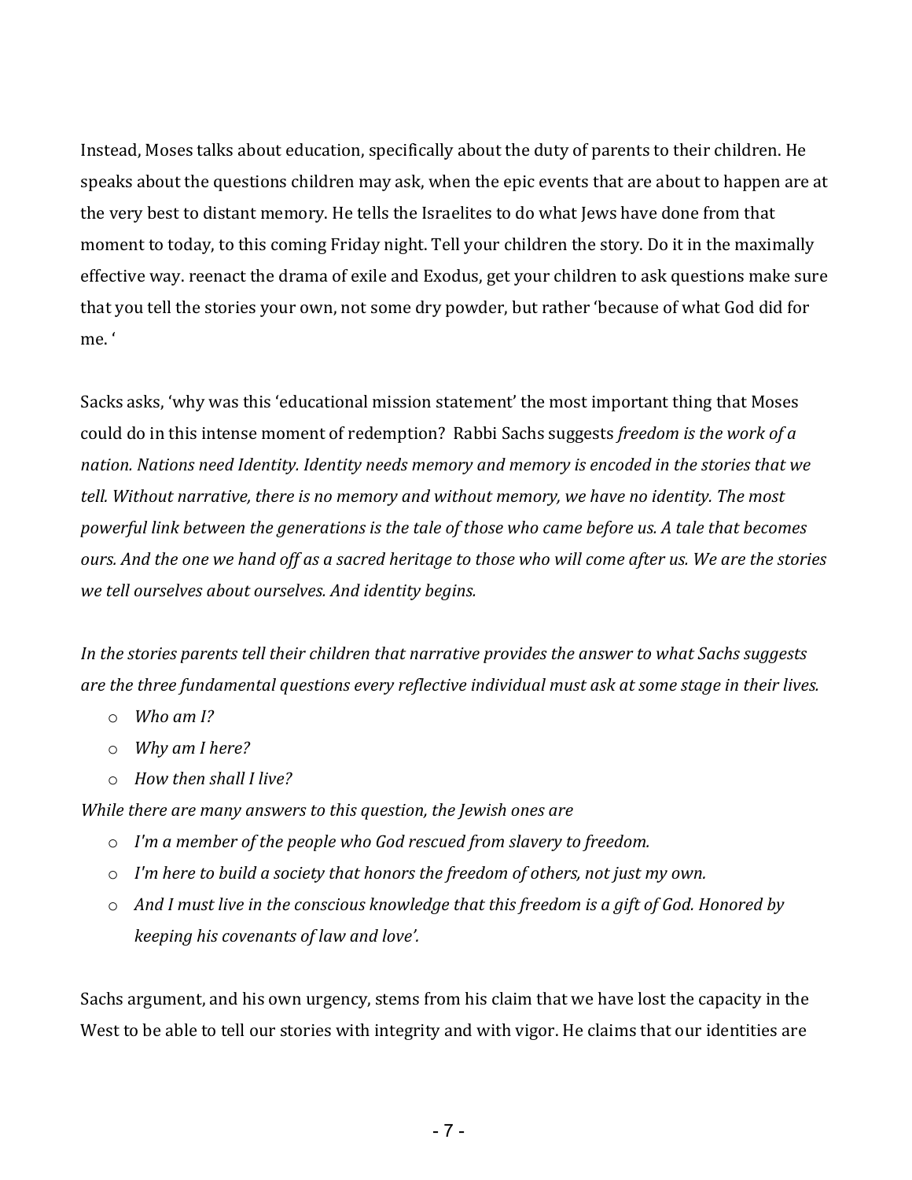Instead, Moses talks about education, specifically about the duty of parents to their children. He speaks about the questions children may ask, when the epic events that are about to happen are at the very best to distant memory. He tells the Israelites to do what Jews have done from that moment to today, to this coming Friday night. Tell your children the story. Do it in the maximally effective way. reenact the drama of exile and Exodus, get your children to ask questions make sure that you tell the stories your own, not some dry powder, but rather 'because of what God did for me. '

Sacks asks, 'why was this 'educational mission statement' the most important thing that Moses could do in this intense moment of redemption? Rabbi Sachs suggests *freedom is the work of a nation. Nations need Identity. Identity needs memory and memory is encoded in the stories that we tell. Without narrative, there is no memory and without memory, we have no identity. The most powerful link between the generations is the tale of those who came before us. A tale that becomes ours. And the one we hand off as a sacred heritage to those who will come after us. We are the stories we tell ourselves about ourselves. And identity begins.*

*In the stories parents tell their children that narrative provides the answer to what Sachs suggests are the three fundamental questions every reflective individual must ask at some stage in their lives.*

- *Who am I?*
- *Why am I here?*
- *How then shall I live?*

*While there are many answers to this question, the Jewish ones are*

- *I'm a member of the people who God rescued from slavery to freedom.*
- *I'm here to build a society that honors the freedom of others, not just my own.*
- *And I must live in the conscious knowledge that this freedom is a gift of God. Honored by keeping his covenants of law and love'.*

Sachs argument, and his own urgency, stems from his claim that we have lost the capacity in the West to be able to tell our stories with integrity and with vigor. He claims that our identities are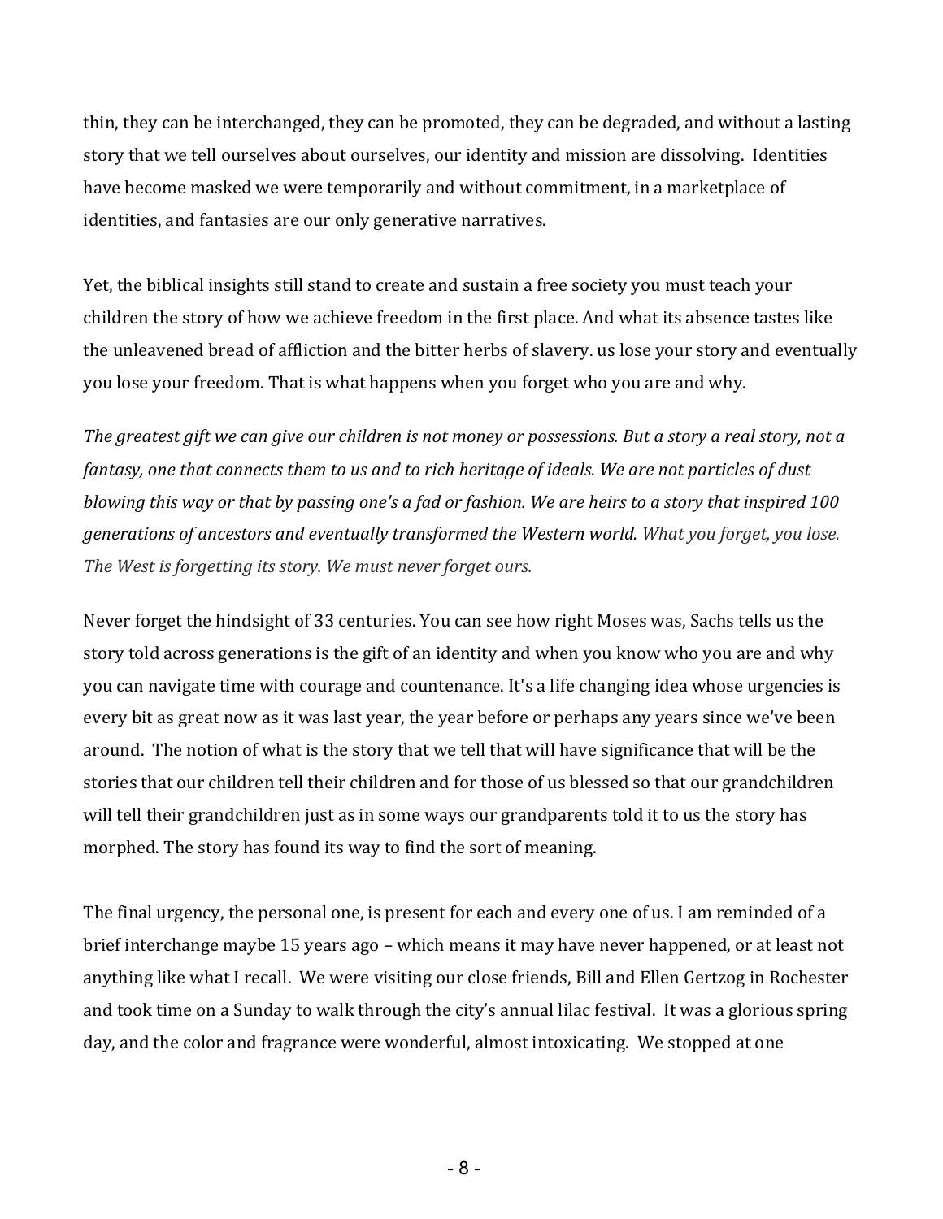thin, they can be interchanged, they can be promoted, they can be degraded, and without a lasting story that we tell ourselves about ourselves, our identity and mission are dissolving. Identities have become masked we were temporarily and without commitment, in a marketplace of identities, and fantasies are our only generative narratives.

Yet, the biblical insights still stand to create and sustain a free society you must teach your children the story of how we achieve freedom in the first place. And what its absence tastes like the unleavened bread of affliction and the bitter herbs of slavery. us lose your story and eventually you lose your freedom. That is what happens when you forget who you are and why.

*The greatest gift we can give our children is not money or possessions. But a story a real story, not a fantasy, one that connects them to us and to rich heritage of ideals. We are not particles of dust blowing this way or that by passing one's a fad or fashion. We are heirs to a story that inspired 100 generations of ancestors and eventually transformed the Western world. What you forget, you lose. The West is forgetting its story. We must never forget ours.*

Never forget the hindsight of 33 centuries. You can see how right Moses was, Sachs tells us the story told across generations is the gift of an identity and when you know who you are and why you can navigate time with courage and countenance. It's a life changing idea whose urgencies is every bit as great now as it was last year, the year before or perhaps any years since we've been around. The notion of what is the story that we tell that will have significance that will be the stories that our children tell their children and for those of us blessed so that our grandchildren will tell their grandchildren just as in some ways our grandparents told it to us the story has morphed. The story has found its way to find the sort of meaning.

The final urgency, the personal one, is present for each and every one of us. I am reminded of a brief interchange maybe 15 years ago – which means it may have never happened, or at least not anything like what I recall. We were visiting our close friends, Bill and Ellen Gertzog in Rochester and took time on a Sunday to walk through the city's annual lilac festival. It was a glorious spring day, and the color and fragrance were wonderful, almost intoxicating. We stopped at one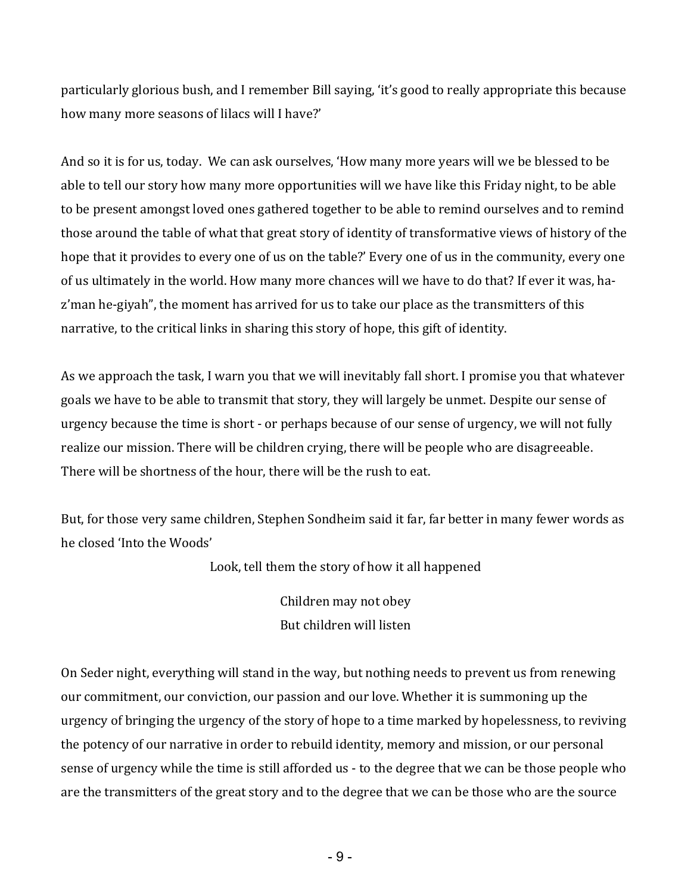particularly glorious bush, and I remember Bill saying, 'it's good to really appropriate this because how many more seasons of lilacs will I have?'

And so it is for us, today. We can ask ourselves, 'How many more years will we be blessed to be able to tell our story how many more opportunities will we have like this Friday night, to be able to be present amongst loved ones gathered together to be able to remind ourselves and to remind those around the table of what that great story of identity of transformative views of history of the hope that it provides to every one of us on the table?' Every one of us in the community, every one of us ultimately in the world. How many more chances will we have to do that? If ever it was, ha-z'man he-giyah", the moment has arrived for us to take our place as the transmitters of this narrative, to the critical links in sharing this story of hope, this gift of identity.

As we approach the task, I warn you that we will inevitably fall short. I promise you that whatever goals we have to be able to transmit that story, they will largely be unmet. Despite our sense of urgency because the time is short - or perhaps because of our sense of urgency, we will not fully realize our mission. There will be children crying, there will be people who are disagreeable. There will be shortness of the hour, there will be the rush to eat.

But, for those very same children, Stephen Sondheim said it far, far better in many fewer words as he closed 'Into the Woods'

Look, tell them the story of how it all happened

Children may not obey
But children will listen

On Seder night, everything will stand in the way, but nothing needs to prevent us from renewing our commitment, our conviction, our passion and our love. Whether it is summoning up the urgency of bringing the urgency of the story of hope to a time marked by hopelessness, to reviving the potency of our narrative in order to rebuild identity, memory and mission, or our personal sense of urgency while the time is still afforded us - to the degree that we can be those people who are the transmitters of the great story and to the degree that we can be those who are the source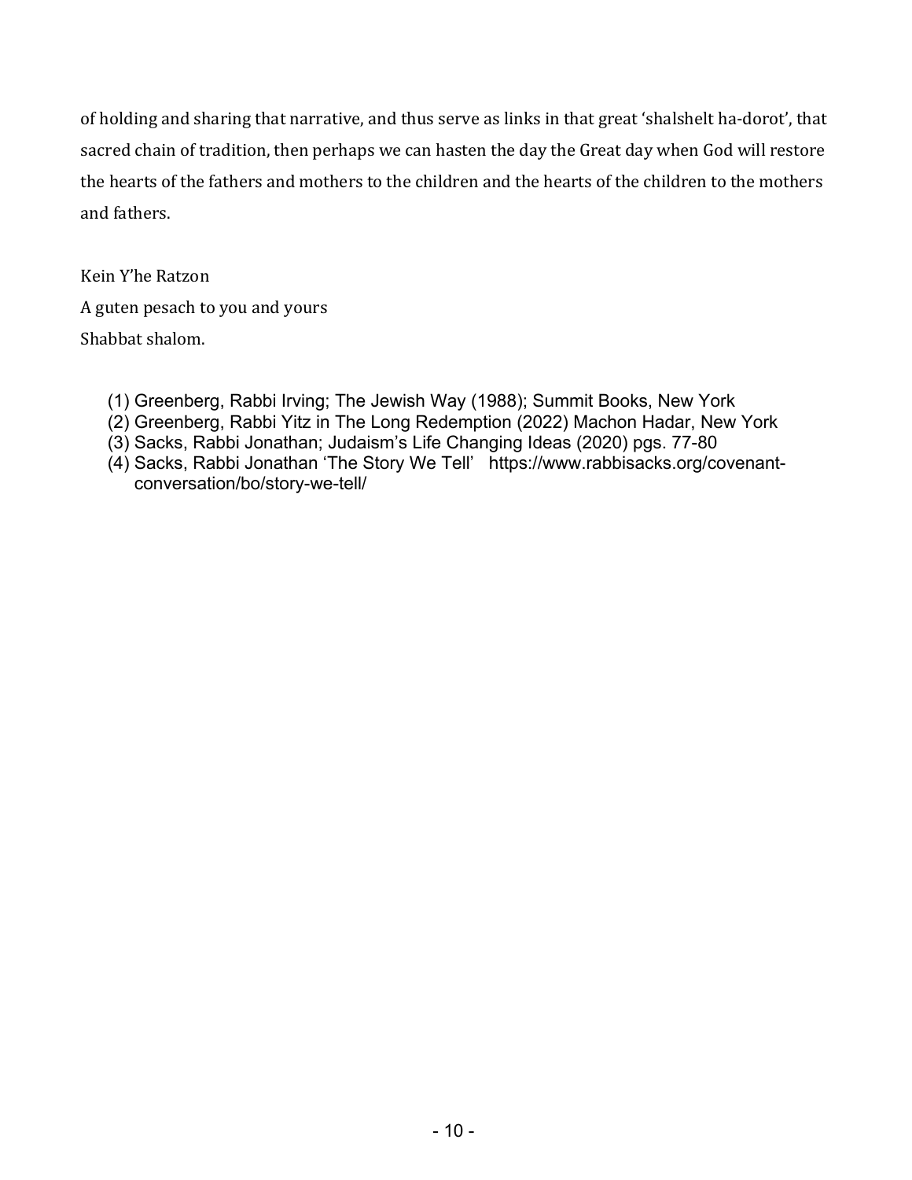of holding and sharing that narrative, and thus serve as links in that great 'shalshelt ha-dorot', that sacred chain of tradition, then perhaps we can hasten the day the Great day when God will restore the hearts of the fathers and mothers to the children and the hearts of the children to the mothers and fathers.

Kein Y'he Ratzon
A guten pesach to you and yours
Shabbat shalom.

(1) Greenberg, Rabbi Irving; The Jewish Way (1988); Summit Books, New York
(2) Greenberg, Rabbi Yitz in The Long Redemption (2022) Machon Hadar, New York
(3) Sacks, Rabbi Jonathan; Judaism's Life Changing Ideas (2020) pgs. 77-80
(4) Sacks, Rabbi Jonathan 'The Story We Tell' https://www.rabbisacks.org/covenant-conversation/bo/story-we-tell/